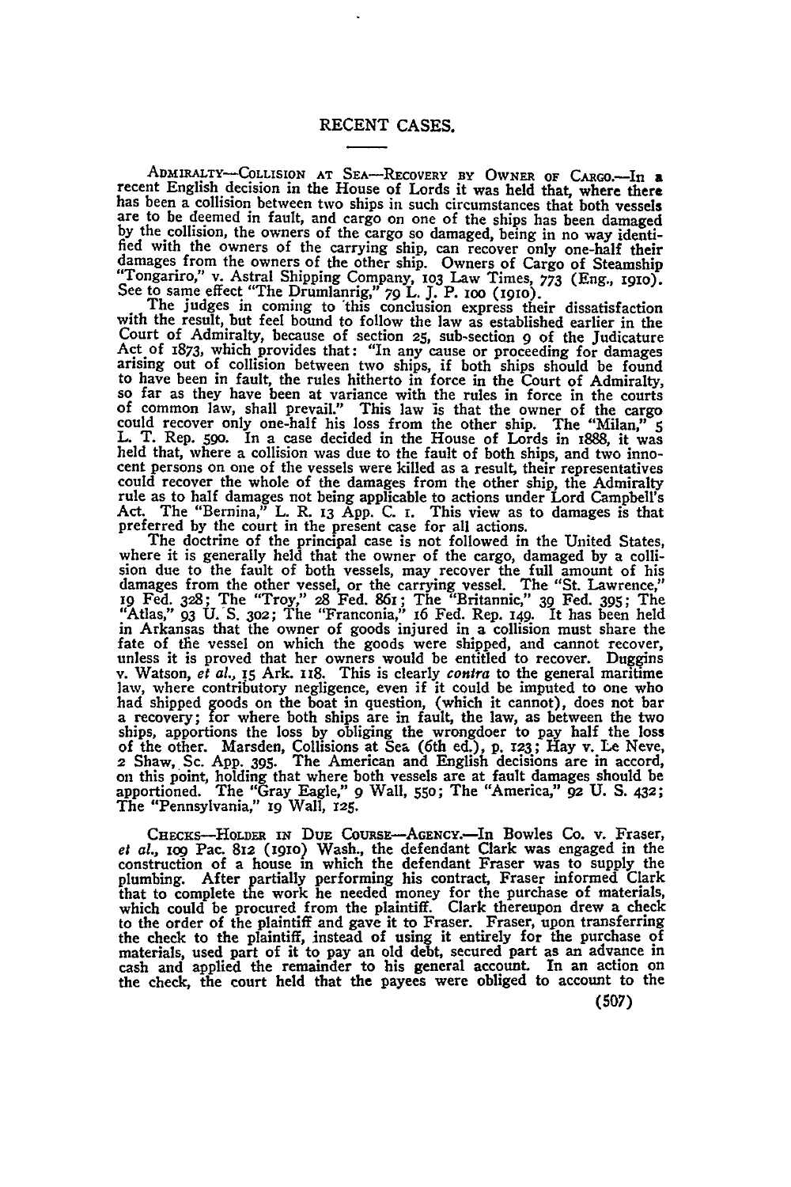## RECENT CASES.

ADMIRALTY—COLLISION AT SEA—RECOVERY BY OWNER OF CARGO.—In a recent English decision in the House of Lords it was held that, where there has been a collision between two ships in such circumstances that both vessels are to be deemed in fault, and cargo on one of the ships has been damaged by the collision, the owners of the cargo so damaged, being in no way identified with the owners of the carrying ship, can recover only one-half their damages from the owners of the other ship. Owners of Cargo of Steamship "Tongariro," v. Astral Shipping Company, 103 Law Times, 773 (Eng., 1910). See to same effect "The Drumlanrig," 79 L. J. P. 100 (1910).

The judges in coming to this conclusion express their dissatisfaction with the result, but feel bound to follow the law as established earlier in the Court of Admiralty, because of section 25, sub-section 9 of the Judicature Act of 1873, which provides that: "In any cause or proceeding for damages arising out of collision between two ships, if both ships should be found to have been in fault, the rules hitherto in force in the Court of Admiralty, so far as they have been at variance with the rules in force in the courts of common law, shall prevail." This law is that the owner of the cargo could recover only one-half his loss from the other ship. The "Milan," 5 L. T. Rep. 590. In a case decided in the House of Lords in 1888, it was held that, where a collision was due to the fault of both ships, and two innocent persons on one of the vessels were killed as a result, their representatives could recover the whole of the damages from the other ship, the Admiralty rule as to half damages not being applicable to actions under Lord Campbell's Act. The "Bernina," L. R. 13 App. C. 1. This view as to damages is that preferred by the court in the present case for all actions.

The doctrine of the principal case is not followed in the United States, where it is generally held that the owner of the cargo, damaged by a collision due to the fault of both vessels, may recover the full amount of his damages from the other vessel, or the carrying vessel. The "St. Lawrence," 19 Fed. 328; The "Troy," 28 Fed. 861; The "Britannic," 39 Fed. 395; The "Atlas," 93 U. S. 302; The "Franconia," 16 Fed. Rep. 149. It has been held in Arkansas that the owner of goods injured in a collision must share the fate of the vessel on which the goods were shipped, and cannot recover, unless it is proved that her owners would be entitled to recover. Duggins v. Watson, *et al.*, 15 Ark. 118. This is clearly *contra* to the general maritime law, where contributory negligence, even if it could be imputed to one who had shipped goods on the boat in question, (which it cannot), does not bar a recovery; for where both ships are in fault, the law, as between the two ships, apportions the loss by obliging the wrongdoer to pay half the loss of the other. Marsden, Collisions at Sea (6th ed.), p. 123; Hay v. Le Neve, 2 Shaw, Sc. App. 395. The American and English decisions are in accord, on this point, holding that where both vessels are at fault damages should be apportioned. The "Gray Eagle," 9 Wall, 550; The "America," 92 U. S. 432; The "Pennsylvania," 19 Wall, 125.

CHECKS—HOLDER IN DUE COURSE—AGENCY.—In Bowles Co. v. Fraser, *et al.*, 109 Pac. 812 (1910) Wash., the defendant Clark was engaged in the construction of a house in which the defendant Fraser was to supply the plumbing. After partially performing his contract, Fraser informed Clark that to complete the work he needed money for the purchase of materials, which could be procured from the plaintiff. Clark thereupon drew a check to the order of the plaintiff and gave it to Fraser. Fraser, upon transferring the check to the plaintiff, instead of using it entirely for the purchase of materials, used part of it to pay an old debt, secured part as an advance in cash and applied the remainder to his general account. In an action on the check, the court held that the payees were obliged to account to the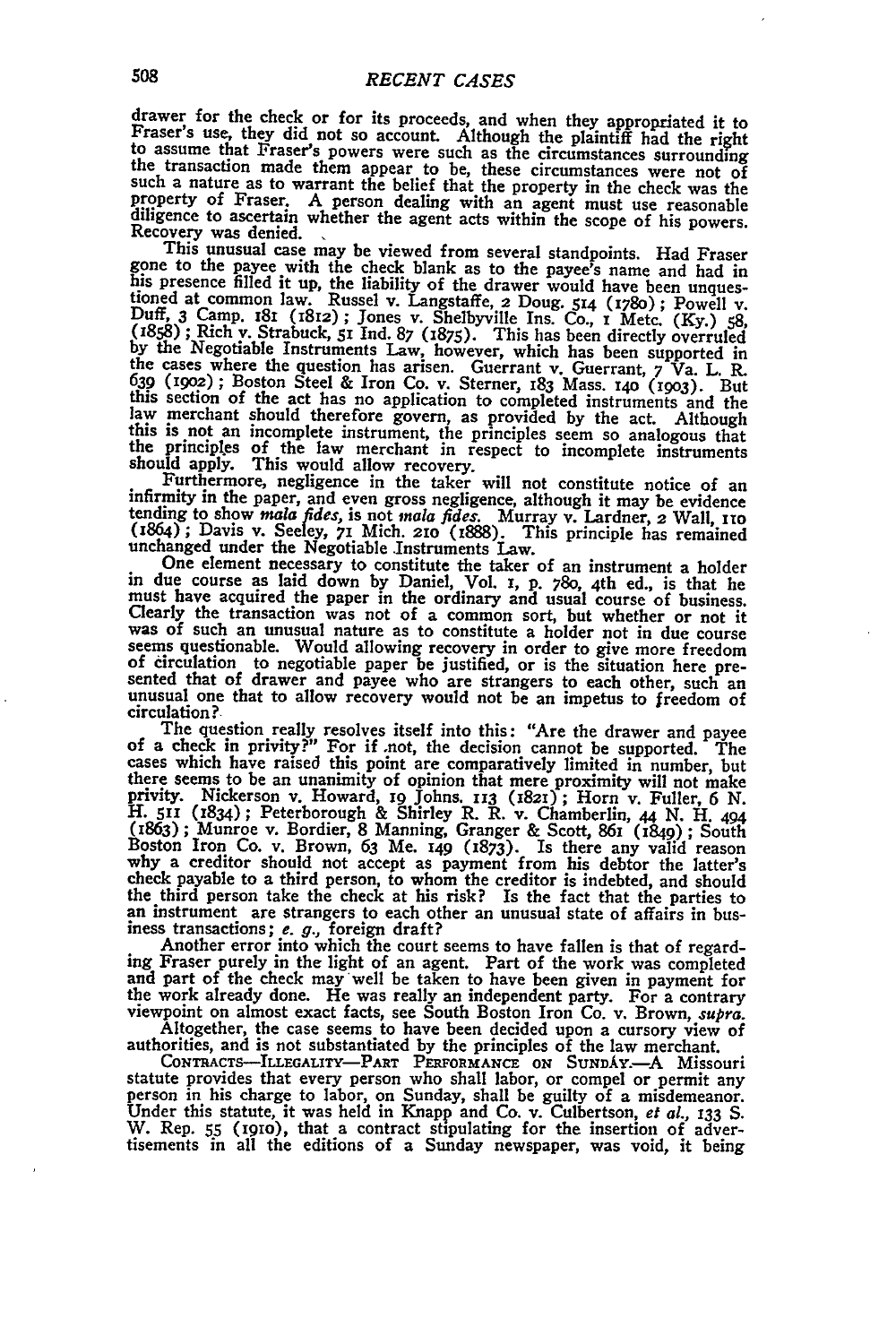drawer for the check or for its proceeds, and when they appropriated it to Fraser's use, they did not so account. Although the plaintiff had the right to assume that Fraser's powers were such as the circumstances surrounding the transaction made them appear to be, these circumstances were not of such a nature as to warrant the belief that the property in the check was the property of Fraser. A person dealing with an agent must use reasonable diligence to ascertain whether the agent acts within the scope of his powers. Recovery was denied.

This unusual case may be viewed from several standpoints. Had Fraser gone to the payee with the check blank as to the payee's name and had in his presence filled it up, the liability of the drawer would have been unquestioned at common law. Russel v. Langstaffe, 2 Doug. 514 (1780); Powell v. Duff, 3 Camp. 181 (1812); Jones v. Shelbyville Ins. Co., 1 Metc. (Ky.) 58, (1858); Rich v. Strabuck, 51 Ind. 87 (1875). This has been directly overruled by the Negotiable Instruments Law, however, which has been supported in the cases where the question has arisen. Guerrant v. Guerrant, 7 Va. L. R. 639 (1902); Boston Steel & Iron Co. v. Sterner, 183 Mass. 140 (1903). But this section of the act has no application to completed instruments and the law merchant should therefore govern, as provided by the act. Although this is not an incomplete instrument, the principles seem so analogous that the principles of the law merchant in respect to incomplete instruments should apply. This would allow recovery.

Furthermore, negligence in the taker will not constitute notice of an infirmity in the paper, and even gross negligence, although it may be evidence tending to show *mala fides*, is not *mala fides*. Murray v. Lardner, 2 Wall, 110 (1864); Davis v. Seeley, 71 Mich. 210 (1888). This principle has remained unchanged under the Negotiable Instruments Law.

One element necessary to constitute the taker of an instrument a holder in due course as laid down by Daniel, Vol. 1, p. 780, 4th ed., is that he must have acquired the paper in the ordinary and usual course of business. Clearly the transaction was not of a common sort, but whether or not it was of such an unusual nature as to constitute a holder not in due course seems questionable. Would allowing recovery in order to give more freedom of circulation to negotiable paper be justified, or is the situation here presented that of drawer and payee who are strangers to each other, such an unusual one that to allow recovery would not be an impetus to freedom of circulation?

The question really resolves itself into this: "Are the drawer and payee of a check in privity?" For if not, the decision cannot be supported. The cases which have raised this point are comparatively limited in number, but there seems to be an unanimity of opinion that mere proximity will not make privity. Nickerson v. Howard, 19 Johns. 113 (1821); Horn v. Fuller, 6 N. H. 511 (1834); Peterborough & Shirley R. R. v. Chamberlin, 44 N. H. 494 (1863); Munroe v. Bordier, 8 Manning, Granger & Scott, 861 (1849); South Boston Iron Co. v. Brown, 63 Me. 149 (1873). Is there any valid reason why a creditor should not accept as payment from his debtor the latter's check payable to a third person, to whom the creditor is indebted, and should the third person take the check at his risk? Is the fact that the parties to an instrument are strangers to each other an unusual state of affairs in business transactions; *e. g.*, foreign draft?

Another error into which the court seems to have fallen is that of regarding Fraser purely in the light of an agent. Part of the work was completed and part of the check may well be taken to have been given in payment for the work already done. He was really an independent party. For a contrary viewpoint on almost exact facts, see South Boston Iron Co. v. Brown, *supra*.

Altogether, the case seems to have been decided upon a cursory view of authorities, and is not substantiated by the principles of the law merchant.

CONTRACTS—ILLEGALITY—PART PERFORMANCE ON SUNDAY.—A Missouri statute provides that every person who shall labor, or compel or permit any person in his charge to labor, on Sunday, shall be guilty of a misdemeanor. Under this statute, it was held in Knapp and Co. v. Culbertson, *et al.*, 133 S. W. Rep. 55 (1910), that a contract stipulating for the insertion of advertisements in all the editions of a Sunday newspaper, was void, it being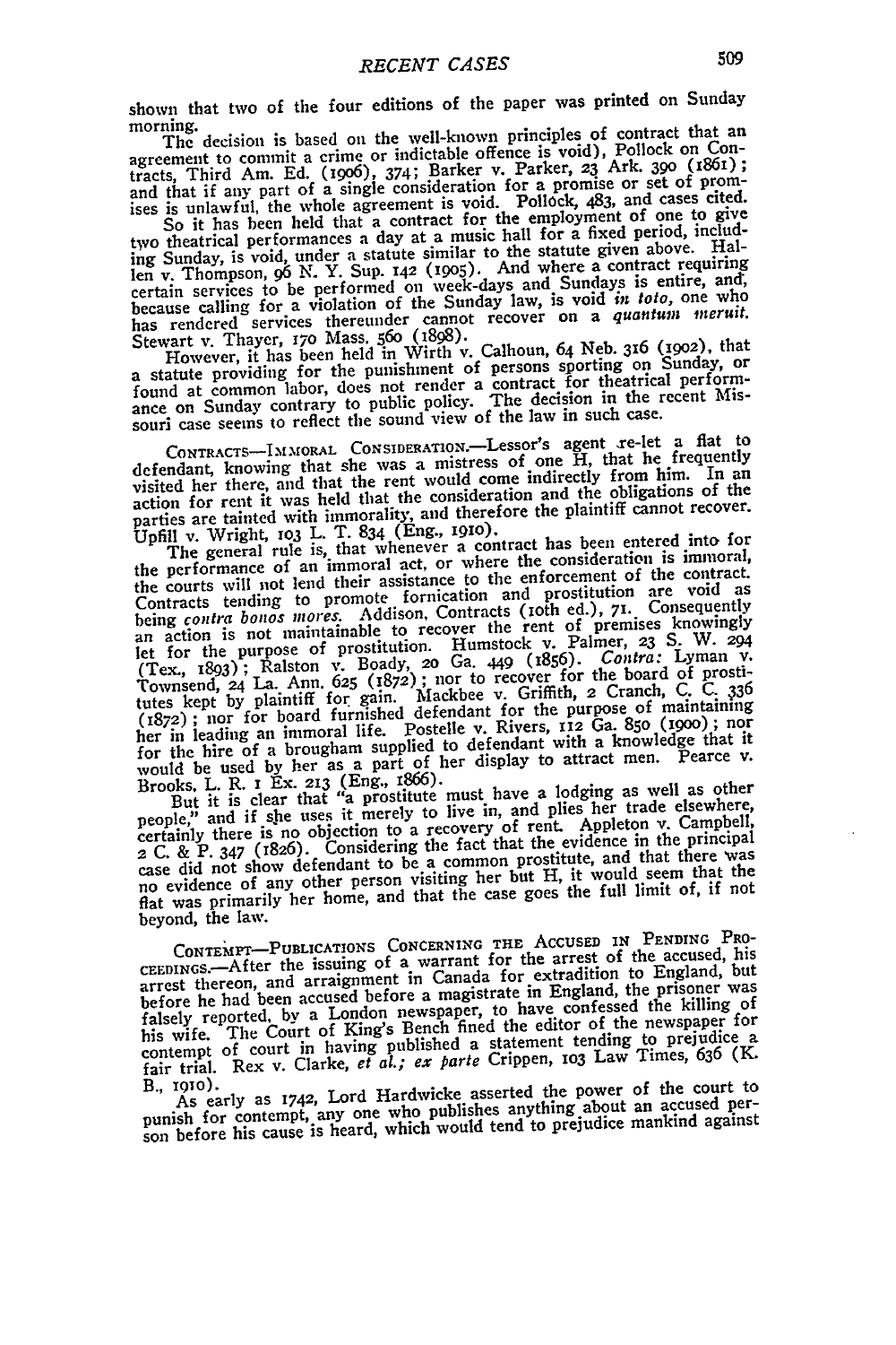shown that two of the four editions of the paper was printed on Sunday morning.

The decision is based on the well-known principles of contract that an agreement to commit a crime or indictable offence is void), Pollock on Contracts, Third Am. Ed. (1906), 374; Barker v. Parker, 23 Ark. 390 (1861); and that if any part of a single consideration for a promise or set of promises is unlawful, the whole agreement is void. Pollock, 483, and cases cited.

So it has been held that a contract for the employment of one to give two theatrical performances a day at a music hall for a fixed period, including Sunday, is void, under a statute similar to the statute given above. Hallen v. Thompson, 96 N. Y. Sup. 142 (1905). And where a contract requiring certain services to be performed on week-days and Sundays is entire, and, because calling for a violation of the Sunday law, is void *in toto*, one who has rendered services thereunder cannot recover on a *quantum meruit.* Stewart v. Thayer, 170 Mass. 560 (1898).

However, it has been held in Wirth v. Calhoun, 64 Neb. 316 (1902), that a statute providing for the punishment of persons sporting on Sunday, or found at common labor, does not render a contract for theatrical performance on Sunday contrary to public policy. The decision in the recent Missouri case seems to reflect the sound view of the law in such case.

CONTRACTS—IMMORAL CONSIDERATION.—Lessor's agent re-let a flat to defendant, knowing that she was a mistress of one H, that he frequently visited her there, and that the rent would come indirectly from him. In an action for rent it was held that the consideration and the obligations of the parties are tainted with immorality, and therefore the plaintiff cannot recover. Upfill v. Wright, 103 L. T. 834 (Eng., 1910).

The general rule is, that whenever a contract has been entered into for the performance of an immoral act, or where the consideration is immoral, the courts will not lend their assistance to the enforcement of the contract. Contracts tending to promote fornication and prostitution are void as being *contra bonos mores.* Addison, Contracts (10th ed.), 71. Consequently an action is not maintainable to recover the rent of premises knowingly let for the purpose of prostitution. Humstock v. Palmer, 23 S. W. 294 (Tex., 1893); Ralston v. Boady, 20 Ga. 449 (1856). *Contra:* Lyman v. Townsend, 24 La. Ann. 625 (1872); nor to recover for the board of prostitutes kept by plaintiff for gain. Mackbee v. Griffith, 2 Cranch, C. C. 336 (1872); nor for board furnished defendant for the purpose of maintaining her in leading an immoral life. Postelle v. Rivers, 112 Ga. 850 (1900); nor for the hire of a brougham supplied to defendant with a knowledge that it would be used by her as a part of her display to attract men. Pearce v. Brooks, L. R. 1 Ex. 213 (Eng., 1866).

But it is clear that "a prostitute must have a lodging as well as other people," and if she uses it merely to live in, and plies her trade elsewhere, certainly there is no objection to a recovery of rent. Appleton v. Campbell, 2 C. & P. 347 (1826). Considering the fact that the evidence in the principal case did not show defendant to be a common prostitute, and that there was no evidence of any other person visiting her but H, it would seem that the flat was primarily her home, and that the case goes the full limit of, if not beyond, the law.

CONTEMPT—PUBLICATIONS CONCERNING THE ACCUSED IN PENDING PROCEEDINGS.—After the issuing of a warrant for the arrest of the accused, his arrest thereon, and arraignment in Canada for extradition to England, but before he had been accused before a magistrate in England, the prisoner was falsely reported, by a London newspaper, to have confessed the killing of his wife. The Court of King's Bench fined the editor of the newspaper for contempt of court in having published a statement tending to prejudice a fair trial. Rex v. Clarke, *et al.; ex parte* Crippen, 103 Law Times, 636 (K. B., 1910).

As early as 1742, Lord Hardwicke asserted the power of the court to punish for contempt, any one who publishes anything about an accused person before his cause is heard, which would tend to prejudice mankind against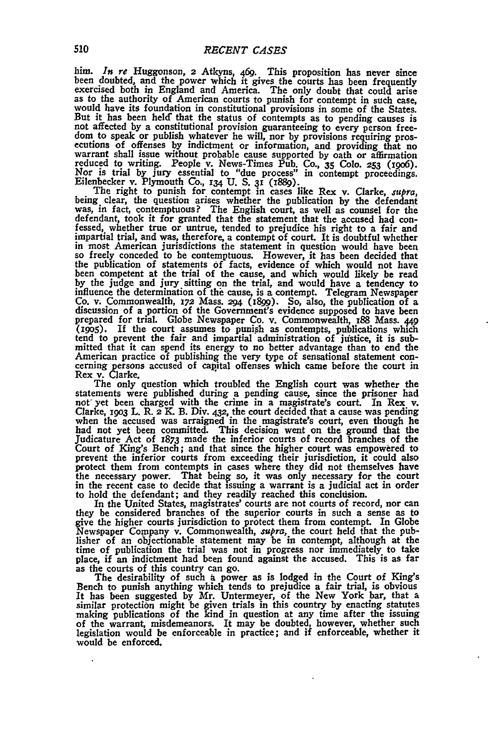him. *In re* Huggonson, 2 Atkyns, 469. This proposition has never since been doubted, and the power which it gives the courts has been frequently exercised both in England and America. The only doubt that could arise as to the authority of American courts to punish for contempt in such case, would have its foundation in constitutional provisions in some of the States. But it has been held that the status of contempts as to pending causes is not affected by a constitutional provision guaranteeing to every person freedom to speak or publish whatever he will, nor by provisions requiring prosecutions of offenses by indictment or information, and providing that no warrant shall issue without probable cause supported by oath or affirmation reduced to writing. People v. News-Times Pub. Co., 35 Colo. 253 (1906). Nor is trial by jury essential to "due process" in contempt proceedings. Eilenbecker v. Plymouth Co., 134 U. S. 31 (1889).

The right to punish for contempt in cases like Rex v. Clarke, *supra*, being clear, the question arises whether the publication by the defendant was, in fact, contemptuous? The English court, as well as counsel for the defendant, took it for granted that the statement that the accused had confessed, whether true or untrue, tended to prejudice his right to a fair and impartial trial, and was, therefore, a contempt of court. It is doubtful whether in most American jurisdictions the statement in question would have been so freely conceded to be contemptuous. However, it has been decided that the publication of statements of facts, evidence of which would not have been competent at the trial of the cause, and which would likely be read by the judge and jury sitting on the trial, and would have a tendency to influence the determination of the cause, is a contempt. Telegram Newspaper Co. v. Commonwealth, 172 Mass. 294 (1899). So, also, the publication of a discussion of a portion of the Government's evidence supposed to have been prepared for trial. Globe Newspaper Co. v. Commonwealth, 188 Mass. 449 (1905). If the court assumes to punish as contempts, publications which tend to prevent the fair and impartial administration of justice, it is submitted that it can spend its energy to no better advantage than to end the American practice of publishing the very type of sensational statement concerning persons accused of capital offenses which came before the court in Rex v. Clarke.

The only question which troubled the English court was whether the statements were published during a pending cause, since the prisoner had not yet been charged with the crime in a magistrate's court. In Rex v. Clarke, 1903 L. R. 2 K. B. Div. 432, the court decided that a cause was pending when the accused was arraigned in the magistrate's court, even though he had not yet been committed. This decision went on the ground that the Judicature Act of 1873 made the inferior courts of record branches of the Court of King's Bench; and that since the higher court was empowered to prevent the inferior courts from exceeding their jurisdiction, it could also protect them from contempts in cases where they did not themselves have the necessary power. That being so, it was only necessary for the court in the recent case to decide that issuing a warrant is a judicial act in order to hold the defendant; and they readily reached this conclusion.

In the United States, magistrates' courts are not courts of record, nor can they be considered branches of the superior courts in such a sense as to give the higher courts jurisdiction to protect them from contempt. In Globe Newspaper Company v. Commonwealth, *supra*, the court held that the publisher of an objectionable statement may be in contempt, although at the time of publication the trial was not in progress nor immediately to take place, if an indictment had been found against the accused. This is as far as the courts of this country can go.

The desirability of such a power as is lodged in the Court of King's Bench to punish anything which tends to prejudice a fair trial, is obvious. It has been suggested by Mr. Untermeyer, of the New York bar, that a similar protection might be given trials in this country by enacting statutes making publications of the kind in question at any time after the issuing of the warrant, misdemeanors. It may be doubted, however, whether such legislation would be enforceable in practice; and if enforceable, whether it would be enforced.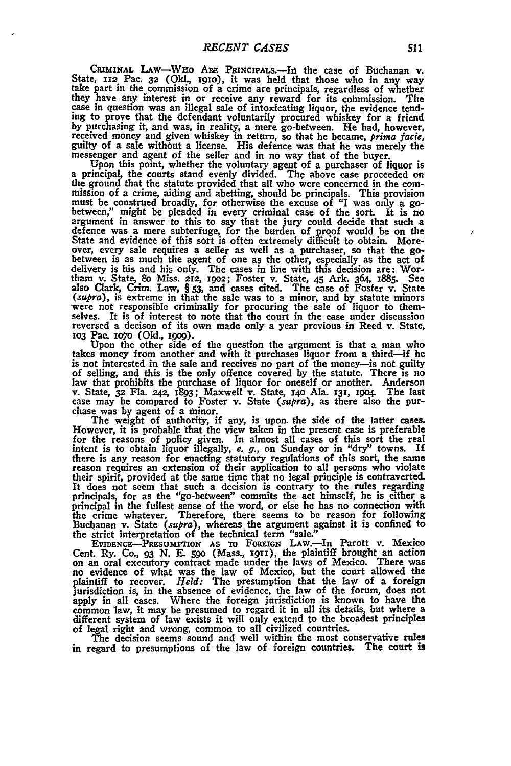**CRIMINAL LAW—WHO ARE PRINCIPALS.**—In the case of Buchanan v. State, 112 Pac. 32 (Okl., 1910), it was held that those who in any way take part in the commission of a crime are principals, regardless of whether they have any interest in or receive any reward for its commission. The case in question was an illegal sale of intoxicating liquor, the evidence tending to prove that the defendant voluntarily procured whiskey for a friend by purchasing it, and was, in reality, a mere go-between. He had, however, received money and given whiskey in return, so that he became, *prima facie*, guilty of a sale without a license. His defence was that he was merely the messenger and agent of the seller and in no way that of the buyer.

Upon this point, whether the voluntary agent of a purchaser of liquor is a principal, the courts stand evenly divided. The above case proceeded on the ground that the statute provided that all who were concerned in the commission of a crime, aiding and abetting, should be principals. This provision must be construed broadly, for otherwise the excuse of "I was only a go-between," might be pleaded in every criminal case of the sort. It is no argument in answer to this to say that the jury could decide that such a defence was a mere subterfuge, for the burden of proof would be on the State and evidence of this sort is often extremely difficult to obtain. Moreover, every sale requires a seller as well as a purchaser, so that the go-between is as much the agent of one as the other, especially as the act of delivery is his and his only. The cases in line with this decision are: Wortham v. State, 80 Miss. 212, 1902; Foster v. State, 45 Ark. 364, 1885. See also Clark, Crim. Law, § 53, and cases cited. The case of Foster v. State (*supra*), is extreme in that the sale was to a minor, and by statute minors were not responsible criminally for procuring the sale of liquor to themselves. It is of interest to note that the court in the case under discussion reversed a decison of its own made only a year previous in Reed v. State, 103 Pac. 1070 (Okl., 1909).

Upon the other side of the question the argument is that a man who takes money from another and with it purchases liquor from a third—if he is not interested in the sale and receives no part of the money—is not guilty of selling, and this is the only offence covered by the statute. There is no law that prohibits the purchase of liquor for oneself or another. Anderson v. State, 32 Fla. 242, 1893; Maxwell v. State, 140 Ala. 131, 1904. The last case may be compared to Foster v. State (*supra*), as there also the purchase was by agent of a minor.

The weight of authority, if any, is upon the side of the latter cases. However, it is probable that the view taken in the present case is preferable for the reasons of policy given. In almost all cases of this sort the real intent is to obtain liquor illegally, *e. g.*, on Sunday or in "dry" towns. If there is any reason for enacting statutory regulations of this sort, the same reason requires an extension of their application to all persons who violate their spirit, provided at the same time that no legal principle is contraverted. It does not seem that such a decision is contrary to the rules regarding principals, for as the "go-between" commits the act himself, he is either a principal in the fullest sense of the word, or else he has no connection with the crime whatever. Therefore, there seems to be reason for following Buchanan v. State (*supra*), whereas the argument against it is confined to the strict interpretation of the technical term "sale."

**EVIDENCE—PRESUMPTION AS TO FOREIGN LAW.**—In Parott v. Mexico Cent. Ry. Co., 93 N. E. 590 (Mass., 1911), the plaintiff brought an action on an oral executory contract made under the laws of Mexico. There was no evidence of what was the law of Mexico, but the court allowed the plaintiff to recover. *Held:* The presumption that the law of a foreign jurisdiction is, in the absence of evidence, the law of the forum, does not apply in all cases. Where the foreign jurisdiction is known to have the common law, it may be presumed to regard it in all its details, but where a different system of law exists it will only extend to the broadest principles of legal right and wrong, common to all civilized countries.

The decision seems sound and well within the most conservative rules in regard to presumptions of the law of foreign countries. The court is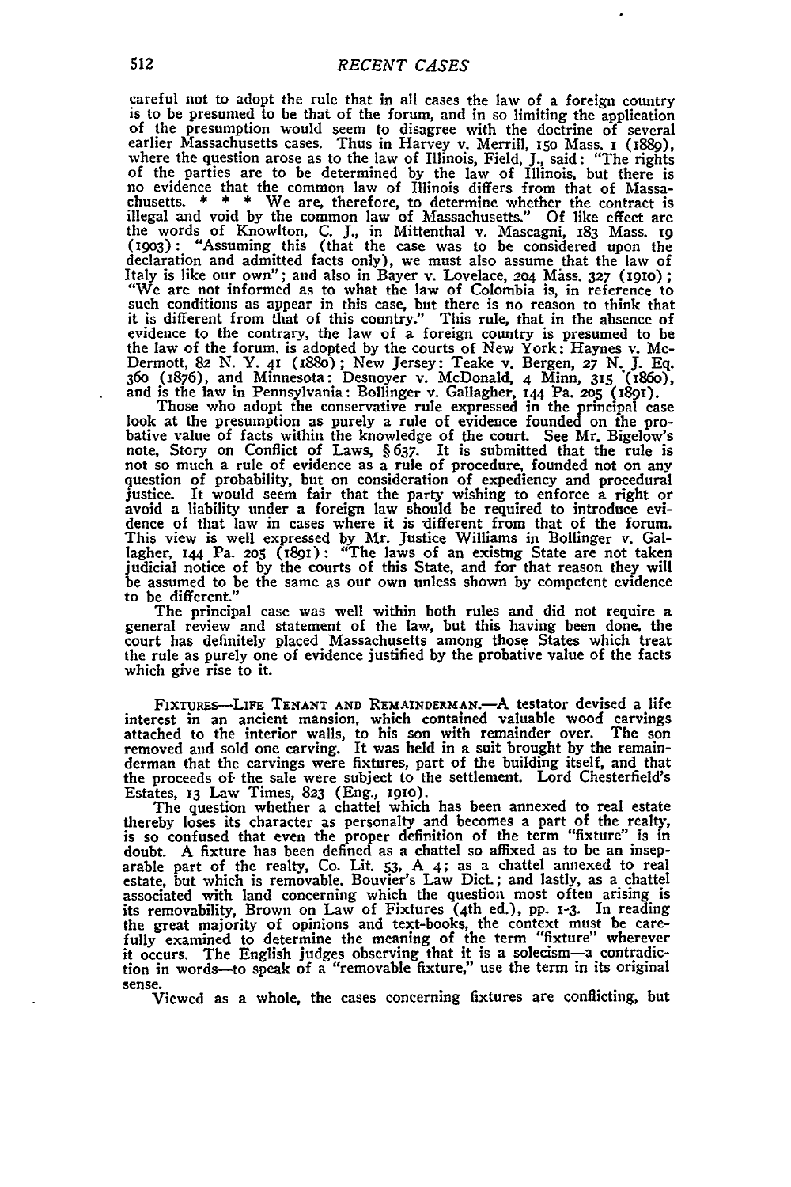careful not to adopt the rule that in all cases the law of a foreign country is to be presumed to be that of the forum, and in so limiting the application of the presumption would seem to disagree with the doctrine of several earlier Massachusetts cases. Thus in Harvey v. Merrill, 150 Mass. 1 (1889), where the question arose as to the law of Illinois, Field, J., said: "The rights of the parties are to be determined by the law of Illinois, but there is no evidence that the common law of Illinois differs from that of Massachusetts. * * * We are, therefore, to determine whether the contract is illegal and void by the common law of Massachusetts." Of like effect are the words of Knowlton, C. J., in Mittenthal v. Mascagni, 183 Mass. 19 (1903): "Assuming this (that the case was to be considered upon the declaration and admitted facts only), we must also assume that the law of Italy is like our own"; and also in Bayer v. Lovelace, 204 Mass. 327 (1910); "We are not informed as to what the law of Colombia is, in reference to such conditions as appear in this case, but there is no reason to think that it is different from that of this country." This rule, that in the absence of evidence to the contrary, the law of a foreign country is presumed to be the law of the forum, is adopted by the courts of New York: Haynes v. McDermott, 82 N. Y. 41 (1880); New Jersey: Teake v. Bergen, 27 N. J. Eq. 360 (1876), and Minnesota: Desnoyer v. McDonald, 4 Minn, 315 (1860), and is the law in Pennsylvania: Bollinger v. Gallagher, 144 Pa. 205 (1891).

Those who adopt the conservative rule expressed in the principal case look at the presumption as purely a rule of evidence founded on the probative value of facts within the knowledge of the court. See Mr. Bigelow's note, Story on Conflict of Laws, § 637. It is submitted that the rule is not so much a rule of evidence as a rule of procedure, founded not on any question of probability, but on consideration of expediency and procedural justice. It would seem fair that the party wishing to enforce a right or avoid a liability under a foreign law should be required to introduce evidence of that law in cases where it is different from that of the forum. This view is well expressed by Mr. Justice Williams in Bollinger v. Gallagher, 144 Pa. 205 (1891): "The laws of an existng State are not taken judicial notice of by the courts of this State, and for that reason they will be assumed to be the same as our own unless shown by competent evidence to be different."

The principal case was well within both rules and did not require a general review and statement of the law, but this having been done, the court has definitely placed Massachusetts among those States which treat the rule as purely one of evidence justified by the probative value of the facts which give rise to it.

FIXTURES—LIFE TENANT AND REMAINDERMAN.—A testator devised a life interest in an ancient mansion, which contained valuable wood carvings attached to the interior walls, to his son with remainder over. The son removed and sold one carving. It was held in a suit brought by the remainderman that the carvings were fixtures, part of the building itself, and that the proceeds of the sale were subject to the settlement. Lord Chesterfield's Estates, 13 Law Times, 823 (Eng., 1910).

The question whether a chattel which has been annexed to real estate thereby loses its character as personalty and becomes a part of the realty, is so confused that even the proper definition of the term "fixture" is in doubt. A fixture has been defined as a chattel so affixed as to be an inseparable part of the realty, Co. Lit. 53, A 4; as a chattel annexed to real estate, but which is removable, Bouvier's Law Dict.; and lastly, as a chattel associated with land concerning which the question most often arising is its removability, Brown on Law of Fixtures (4th ed.), pp. 1-3. In reading the great majority of opinions and text-books, the context must be carefully examined to determine the meaning of the term "fixture" wherever it occurs. The English judges observing that it is a solecism—a contradiction in words—to speak of a "removable fixture," use the term in its original sense.

Viewed as a whole, the cases concerning fixtures are conflicting, but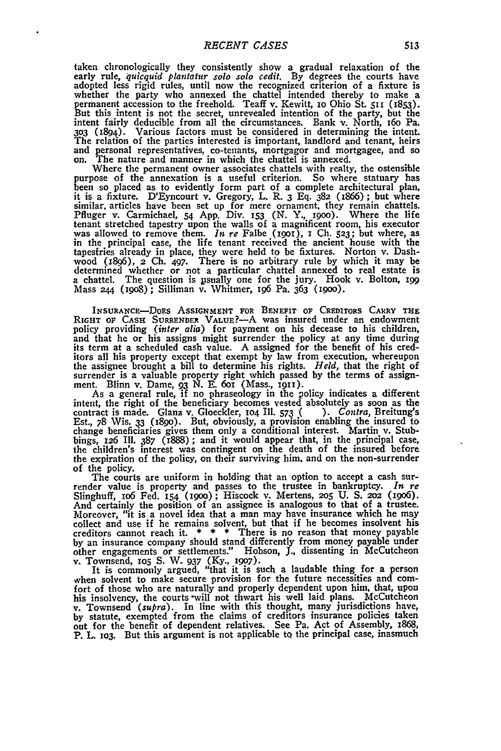taken chronologically they consistently show a gradual relaxation of the early rule, *quicquid plantatur solo solo cedit.* By degrees the courts have adopted less rigid rules, until now the recognized criterion of a fixture is whether the party who annexed the chattel intended thereby to make a permanent accession to the freehold. Teaff v. Kewitt, 10 Ohio St. 511 (1853). But this intent is not the secret, unrevealed intention of the party, but the intent fairly deducible from all the circumstances. Bank v. North, 160 Pa. 303 (1894). Various factors must be considered in determining the intent. The relation of the parties interested is important, landlord and tenant, heirs and personal representatives, co-tenants, mortgagor and mortgagee, and so on. The nature and manner in which the chattel is annexed.

Where the permanent owner associates chattels with realty, the ostensible purpose of the annexation is a useful criterion. So where statuary has been so placed as to evidently form part of a complete architectural plan, it is a fixture. D'Eyncourt v. Gregory, L. R. 3 Eq. 382 (1866); but where similar articles have been set up for mere ornament, they remain chattels. Pfluger v. Carmichael, 54 App. Div. 153 (N. Y., 1900). Where the life tenant stretched tapestry upon the walls of a magnificent room, his executor was allowed to remove them. *In re* Falbe (1901), 1 Ch. 523; but where, as in the principal case, the life tenant received the ancient house with the tapestries already in place, they were held to be fixtures. Norton v. Dashwood (1896), 2 Ch. 497. There is no arbitrary rule by which it may be determined whether or not a particular chattel annexed to real estate is a chattel. The question is usually one for the jury. Hook v. Bolton, 199 Mass 244 (1908); Silliman v. Whitmer, 196 Pa. 363 (1900).

INSURANCE—DOES ASSIGNMENT FOR BENEFIT OF CREDITORS CARRY THE RIGHT OF CASH SURRENDER VALUE?—A was insured under an endowment policy providing (*inter alia*) for payment on his decease to his children, and that he or his assigns might surrender the policy at any time during its term at a scheduled cash value. A assigned for the benefit of his creditors all his property except that exempt by law from execution, whereupon the assignee brought a bill to determine his rights. *Held*, that the right of surrender is a valuable property right which passed by the terms of assignment. Blinn v. Dame, 93 N. E. 601 (Mass., 1911).

As a general rule, if no phraseology in the policy indicates a different intent, the right of the beneficiary becomes vested absolutely as soon as the contract is made. Glanz v. Gloeckler, 104 Ill. 573 ( ). *Contra*, Breitung's Est., 78 Wis. 33 (1890). But, obviously, a provision enabling the insured to change beneficiaries gives them only a conditional interest. Martin v. Stubbings, 126 Ill. 387 (1888); and it would appear that, in the principal case, the children's interest was contingent on the death of the insured before the expiration of the policy, on their surviving him, and on the non-surrender of the policy.

The courts are uniform in holding that an option to accept a cash surrender value is property and passes to the trustee in bankruptcy. *In re* Slinghuff, 106 Fed. 154 (1900); Hiscock v. Mertens, 205 U. S. 202 (1906). And certainly the position of an assignee is analogous to that of a trustee. Moreover, "it is a novel idea that a man may have insurance which he may collect and use if he remains solvent, but that if he becomes insolvent his creditors cannot reach it. * * * There is no reason that money payable by an insurance company should stand differently from money payable under other engagements or settlements." Hobson, J., dissenting in McCutcheon v. Townsend, 105 S. W. 937 (Ky., 1907).

It is commonly argued, "that it is such a laudable thing for a person when solvent to make secure provision for the future necessities and comfort of those who are naturally and properly dependent upon him, that, upon his insolvency, the courts will not thwart his well laid plans. McCutcheon v. Townsend (*supra*). In line with this thought, many jurisdictions have, by statute, exempted from the claims of creditors insurance policies taken out for the benefit of dependent relatives. See Pa. Act of Assembly, 1868, P. L. 103. But this argument is not applicable to the principal case, inasmuch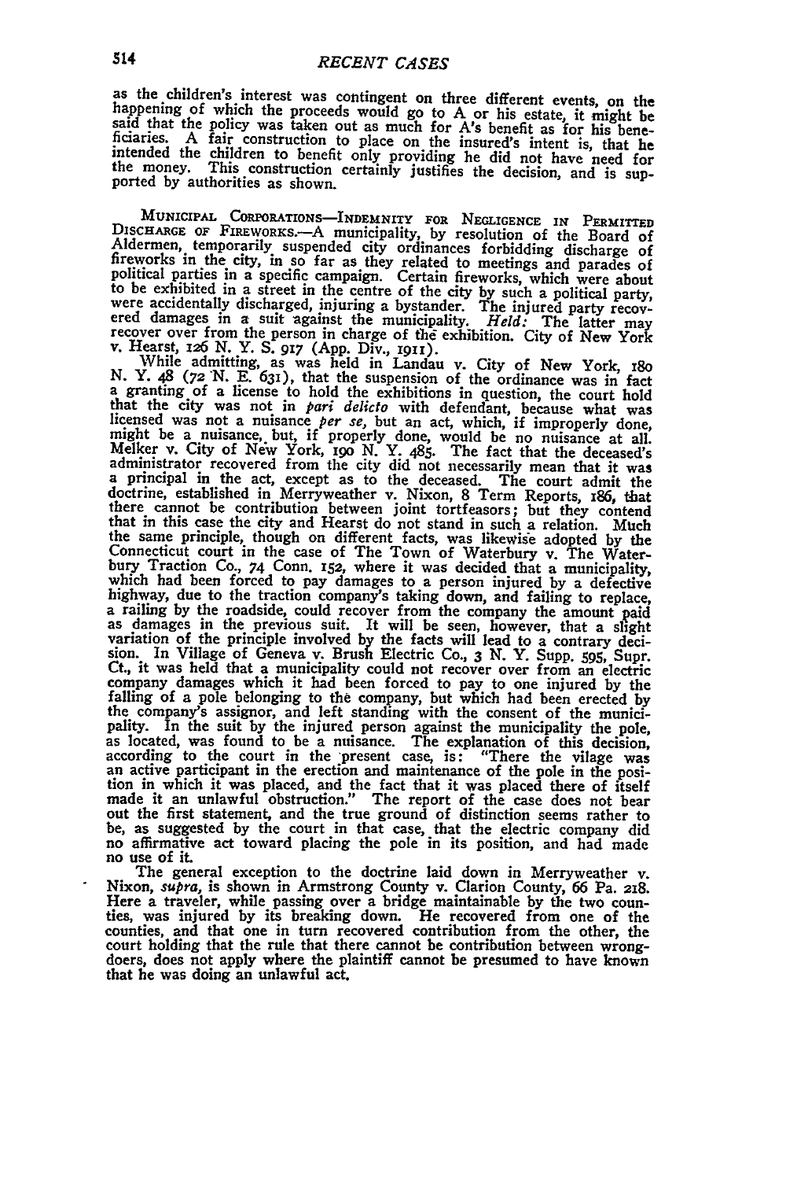as the children's interest was contingent on three different events, on the happening of which the proceeds would go to A or his estate, it might be said that the policy was taken out as much for A's benefit as for his beneficiaries. A fair construction to place on the insured's intent is, that he intended the children to benefit only providing he did not have need for the money. This construction certainly justifies the decision, and is supported by authorities as shown.

MUNICIPAL CORPORATIONS—INDEMNITY FOR NEGLIGENCE IN PERMITTED DISCHARGE OF FIREWORKS.—A municipality, by resolution of the Board of Aldermen, temporarily suspended city ordinances forbidding discharge of fireworks in the city, in so far as they related to meetings and parades of political parties in a specific campaign. Certain fireworks, which were about to be exhibited in a street in the centre of the city by such a political party, were accidentally discharged, injuring a bystander. The injured party recovered damages in a suit against the municipality. *Held:* The latter may recover over from the person in charge of the exhibition. City of New York v. Hearst, 126 N. Y. S. 917 (App. Div., 1911).

While admitting, as was held in Landau v. City of New York, 180 N. Y. 48 (72 N. E. 631), that the suspension of the ordinance was in fact a granting of a license to hold the exhibitions in question, the court hold that the city was not in *pari delicto* with defendant, because what was licensed was not a nuisance *per se*, but an act, which, if improperly done, might be a nuisance, but, if properly done, would be no nuisance at all. Melker v. City of New York, 190 N. Y. 485. The fact that the deceased's administrator recovered from the city did not necessarily mean that it was a principal in the act, except as to the deceased. The court admit the doctrine, established in Merryweather v. Nixon, 8 Term Reports, 186, that there cannot be contribution between joint tortfeasors; but they contend that in this case the city and Hearst do not stand in such a relation. Much the same principle, though on different facts, was likewise adopted by the Connecticut court in the case of The Town of Waterbury v. The Waterbury Traction Co., 74 Conn. 152, where it was decided that a municipality, which had been forced to pay damages to a person injured by a defective highway, due to the traction company's taking down, and failing to replace, a railing by the roadside, could recover from the company the amount paid as damages in the previous suit. It will be seen, however, that a slight variation of the principle involved by the facts will lead to a contrary decision. In Village of Geneva v. Brush Electric Co., 3 N. Y. Supp. 595, Supr. Ct., it was held that a municipality could not recover over from an electric company damages which it had been forced to pay to one injured by the falling of a pole belonging to the company, but which had been erected by the company's assignor, and left standing with the consent of the municipality. In the suit by the injured person against the municipality the pole, as located, was found to be a nuisance. The explanation of this decision, according to the court in the present case, is: "There the vilage was an active participant in the erection and maintenance of the pole in the position in which it was placed, and the fact that it was placed there of itself made it an unlawful obstruction." The report of the case does not bear out the first statement, and the true ground of distinction seems rather to be, as suggested by the court in that case, that the electric company did no affirmative act toward placing the pole in its position, and had made no use of it.

The general exception to the doctrine laid down in Merryweather v. Nixon, *supra*, is shown in Armstrong County v. Clarion County, 66 Pa. 218. Here a traveler, while passing over a bridge maintainable by the two counties, was injured by its breaking down. He recovered from one of the counties, and that one in turn recovered contribution from the other, the court holding that the rule that there cannot be contribution between wrongdoers, does not apply where the plaintiff cannot be presumed to have known that he was doing an unlawful act.